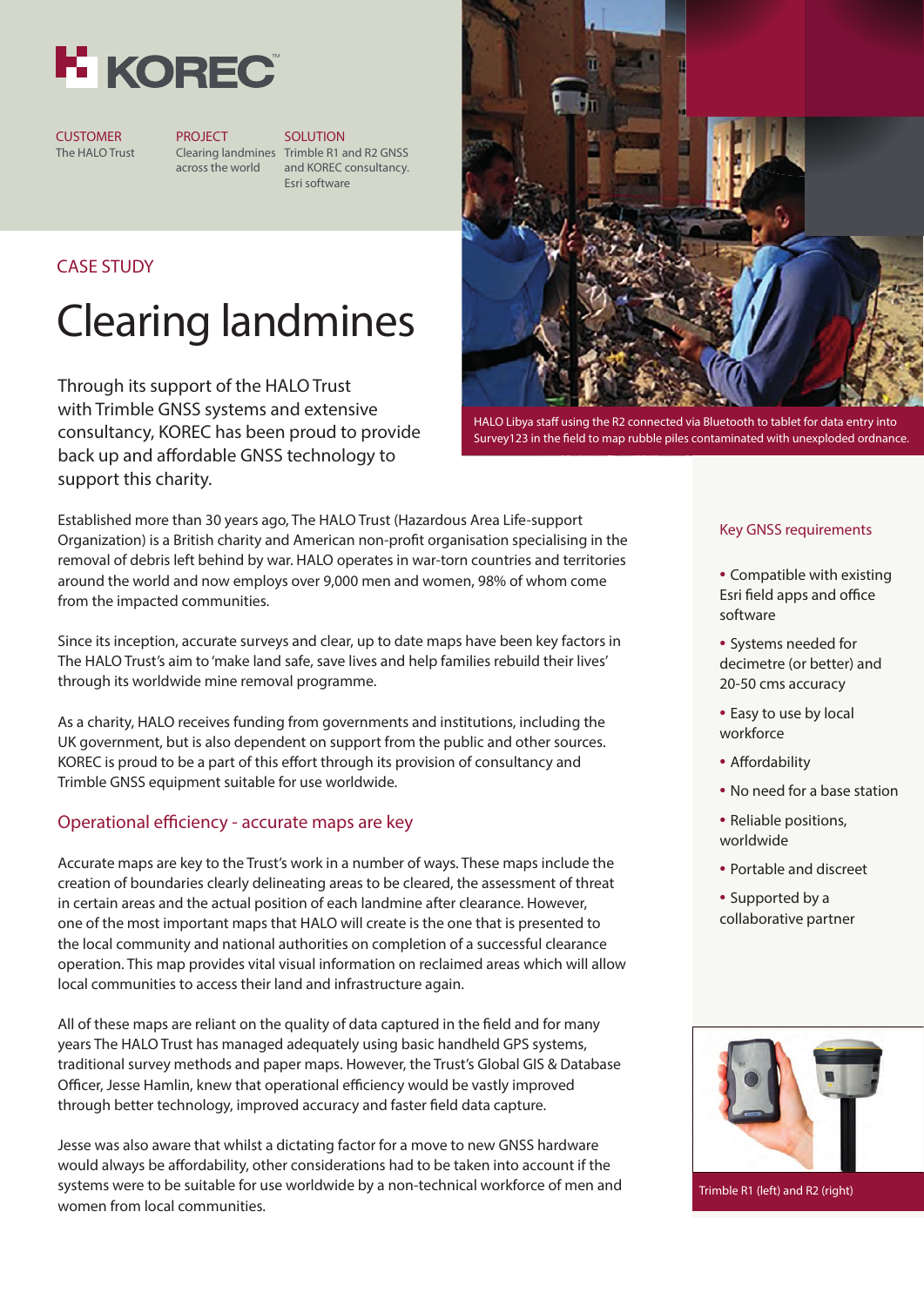KOREC

**CUSTOMER**
The HALO Trust

**PROJECT**
Clearing landmines across the world

**SOLUTION**
Trimble R1 and R2 GNSS and KOREC consultancy. Esri software

CASE STUDY

# Clearing landmines

Through its support of the HALO Trust with Trimble GNSS systems and extensive consultancy, KOREC has been proud to provide back up and affordable GNSS technology to support this charity.

HALO Libya staff using the R2 connected via Bluetooth to tablet for data entry into Survey123 in the field to map rubble piles contaminated with unexploded ordnance.

Established more than 30 years ago, The HALO Trust (Hazardous Area Life-support Organization) is a British charity and American non-profit organisation specialising in the removal of debris left behind by war. HALO operates in war-torn countries and territories around the world and now employs over 9,000 men and women, 98% of whom come from the impacted communities.

Since its inception, accurate surveys and clear, up to date maps have been key factors in The HALO Trust's aim to 'make land safe, save lives and help families rebuild their lives' through its worldwide mine removal programme.

As a charity, HALO receives funding from governments and institutions, including the UK government, but is also dependent on support from the public and other sources. KOREC is proud to be a part of this effort through its provision of consultancy and Trimble GNSS equipment suitable for use worldwide.

## Operational efficiency - accurate maps are key

Accurate maps are key to the Trust's work in a number of ways. These maps include the creation of boundaries clearly delineating areas to be cleared, the assessment of threat in certain areas and the actual position of each landmine after clearance. However, one of the most important maps that HALO will create is the one that is presented to the local community and national authorities on completion of a successful clearance operation. This map provides vital visual information on reclaimed areas which will allow local communities to access their land and infrastructure again.

All of these maps are reliant on the quality of data captured in the field and for many years The HALO Trust has managed adequately using basic handheld GPS systems, traditional survey methods and paper maps. However, the Trust's Global GIS & Database Officer, Jesse Hamlin, knew that operational efficiency would be vastly improved through better technology, improved accuracy and faster field data capture.

Jesse was also aware that whilst a dictating factor for a move to new GNSS hardware would always be affordability, other considerations had to be taken into account if the systems were to be suitable for use worldwide by a non-technical workforce of men and women from local communities.

### Key GNSS requirements

- Compatible with existing Esri field apps and office software
- Systems needed for decimetre (or better) and 20-50 cms accuracy
- Easy to use by local workforce
- Affordability
- No need for a base station
- Reliable positions, worldwide
- Portable and discreet
- Supported by a collaborative partner

Trimble R1 (left) and R2 (right)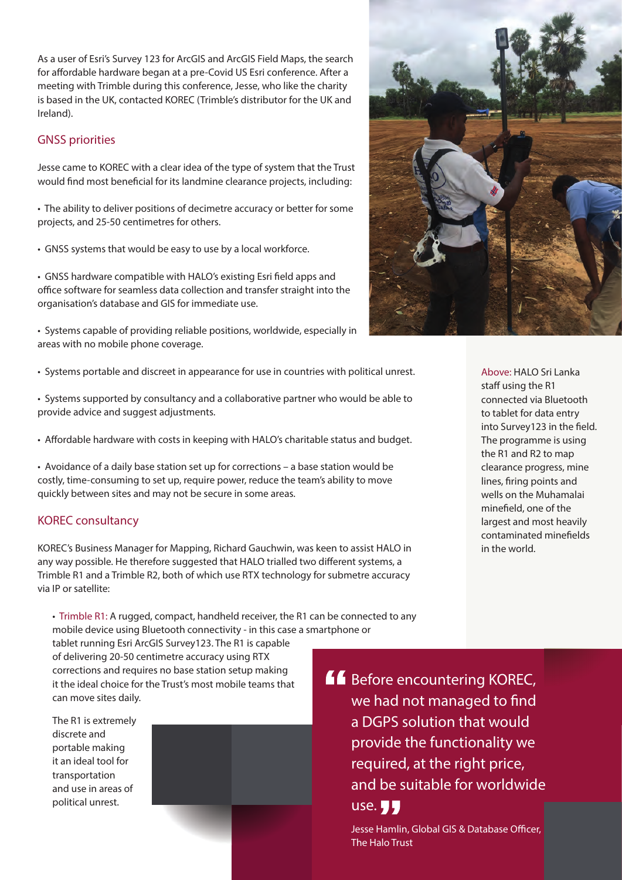As a user of Esri's Survey 123 for ArcGIS and ArcGIS Field Maps, the search for affordable hardware began at a pre-Covid US Esri conference. After a meeting with Trimble during this conference, Jesse, who like the charity is based in the UK, contacted KOREC (Trimble's distributor for the UK and Ireland).

## GNSS priorities

Jesse came to KOREC with a clear idea of the type of system that the Trust would find most beneficial for its landmine clearance projects, including:

- The ability to deliver positions of decimetre accuracy or better for some projects, and 25-50 centimetres for others.
- GNSS systems that would be easy to use by a local workforce.
- GNSS hardware compatible with HALO's existing Esri field apps and office software for seamless data collection and transfer straight into the organisation's database and GIS for immediate use.
- Systems capable of providing reliable positions, worldwide, especially in areas with no mobile phone coverage.
- Systems portable and discreet in appearance for use in countries with political unrest.
- Systems supported by consultancy and a collaborative partner who would be able to provide advice and suggest adjustments.
- Affordable hardware with costs in keeping with HALO's charitable status and budget.
- Avoidance of a daily base station set up for corrections – a base station would be costly, time-consuming to set up, require power, reduce the team's ability to move quickly between sites and may not be secure in some areas.

Above: HALO Sri Lanka staff using the R1 connected via Bluetooth to tablet for data entry into Survey123 in the field. The programme is using the R1 and R2 to map clearance progress, mine lines, firing points and wells on the Muhamalai minefield, one of the largest and most heavily contaminated minefields in the world.

## KOREC consultancy

KOREC's Business Manager for Mapping, Richard Gauchwin, was keen to assist HALO in any way possible. He therefore suggested that HALO trialled two different systems, a Trimble R1 and a Trimble R2, both of which use RTX technology for submetre accuracy via IP or satellite:

- Trimble R1: A rugged, compact, handheld receiver, the R1 can be connected to any mobile device using Bluetooth connectivity - in this case a smartphone or tablet running Esri ArcGIS Survey123. The R1 is capable of delivering 20-50 centimetre accuracy using RTX corrections and requires no base station setup making it the ideal choice for the Trust's most mobile teams that can move sites daily.

  The R1 is extremely discrete and portable making it an ideal tool for transportation and use in areas of political unrest.

> "Before encountering KOREC, we had not managed to find a DGPS solution that would provide the functionality we required, at the right price, and be suitable for worldwide use."
>
> Jesse Hamlin, Global GIS & Database Officer, The Halo Trust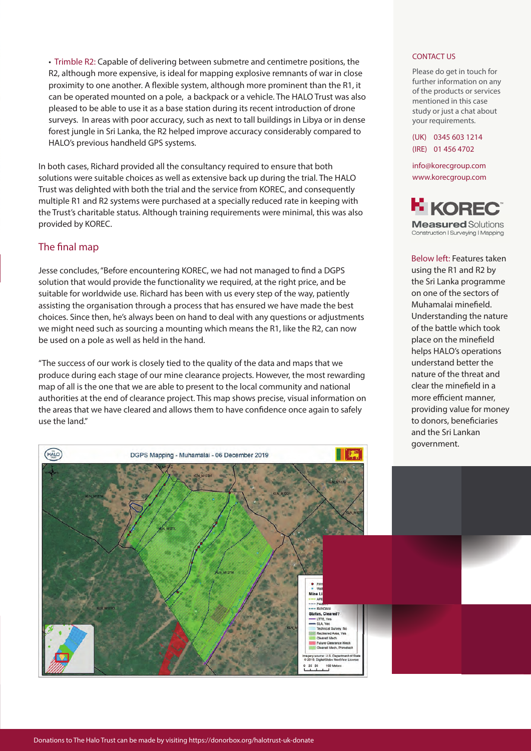- Trimble R2: Capable of delivering between submetre and centimetre positions, the R2, although more expensive, is ideal for mapping explosive remnants of war in close proximity to one another. A flexible system, although more prominent than the R1, it can be operated mounted on a pole, a backpack or a vehicle. The HALO Trust was also pleased to be able to use it as a base station during its recent introduction of drone surveys. In areas with poor accuracy, such as next to tall buildings in Libya or in dense forest jungle in Sri Lanka, the R2 helped improve accuracy considerably compared to HALO's previous handheld GPS systems.

In both cases, Richard provided all the consultancy required to ensure that both solutions were suitable choices as well as extensive back up during the trial. The HALO Trust was delighted with both the trial and the service from KOREC, and consequently multiple R1 and R2 systems were purchased at a specially reduced rate in keeping with the Trust's charitable status. Although training requirements were minimal, this was also provided by KOREC.

## The final map

Jesse concludes, "Before encountering KOREC, we had not managed to find a DGPS solution that would provide the functionality we required, at the right price, and be suitable for worldwide use. Richard has been with us every step of the way, patiently assisting the organisation through a process that has ensured we have made the best choices. Since then, he's always been on hand to deal with any questions or adjustments we might need such as sourcing a mounting which means the R1, like the R2, can now be used on a pole as well as held in the hand.

"The success of our work is closely tied to the quality of the data and maps that we produce during each stage of our mine clearance projects. However, the most rewarding map of all is the one that we are able to present to the local community and national authorities at the end of clearance project. This map shows precise, visual information on the areas that we have cleared and allows them to have confidence once again to safely use the land."

DGPS Mapping - Muhamalai - 06 December 2019

KLN_M127G
KLN_M123H
KLN_M127E
KLN_M127K
KLN_M127I
KLN_M127F
KLN_M127L
KLN_M127M
KLN_M127O
KLN_M

Mine Li
APE
RANGAN
Status, Cleared?
LTTE, Yes
SLA, Yes
Technical Survey, No
Reclaimed Area, Yes
Cleared Mech
Future Clearance Mech
Cleared Mech, Primetech

Imagery source: U.S. Department of State © 2019, DigitalGlobe NextView License
0 25 50 100 Meters

### CONTACT US

Please do get in touch for further information on any of the products or services mentioned in this case study or just a chat about your requirements.

(UK) 0345 603 1214
(IRE) 01 456 4702

info@korecgroup.com
www.korecgroup.com

KOREC
Measured Solutions
Construction | Surveying | Mapping

Below left: Features taken using the R1 and R2 by the Sri Lanka programme on one of the sectors of Muhamalai minefield. Understanding the nature of the battle which took place on the minefield helps HALO's operations understand better the nature of the threat and clear the minefield in a more efficient manner, providing value for money to donors, beneficiaries and the Sri Lankan government.

Donations to The Halo Trust can be made by visiting https://donorbox.org/halotrust-uk-donate